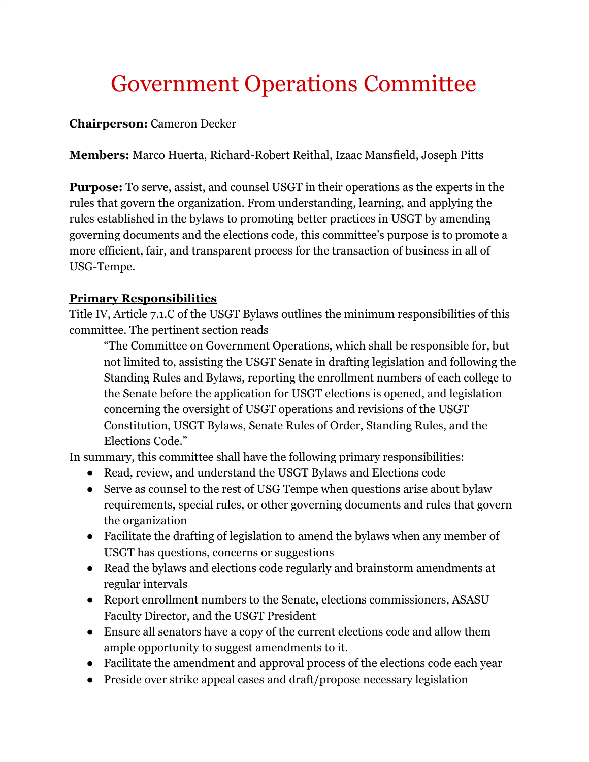# Government Operations Committee

**Chairperson:** Cameron Decker

**Members:** Marco Huerta, Richard-Robert Reithal, Izaac Mansfield, Joseph Pitts

**Purpose:** To serve, assist, and counsel USGT in their operations as the experts in the rules that govern the organization. From understanding, learning, and applying the rules established in the bylaws to promoting better practices in USGT by amending governing documents and the elections code, this committee's purpose is to promote a more efficient, fair, and transparent process for the transaction of business in all of USG-Tempe.

## Primary Responsibilities

Title IV, Article 7.1.C of the USGT Bylaws outlines the minimum responsibilities of this committee. The pertinent section reads

> "The Committee on Government Operations, which shall be responsible for, but not limited to, assisting the USGT Senate in drafting legislation and following the Standing Rules and Bylaws, reporting the enrollment numbers of each college to the Senate before the application for USGT elections is opened, and legislation concerning the oversight of USGT operations and revisions of the USGT Constitution, USGT Bylaws, Senate Rules of Order, Standing Rules, and the Elections Code."

In summary, this committee shall have the following primary responsibilities:

- Read, review, and understand the USGT Bylaws and Elections code
- Serve as counsel to the rest of USG Tempe when questions arise about bylaw requirements, special rules, or other governing documents and rules that govern the organization
- Facilitate the drafting of legislation to amend the bylaws when any member of USGT has questions, concerns or suggestions
- Read the bylaws and elections code regularly and brainstorm amendments at regular intervals
- Report enrollment numbers to the Senate, elections commissioners, ASASU Faculty Director, and the USGT President
- Ensure all senators have a copy of the current elections code and allow them ample opportunity to suggest amendments to it.
- Facilitate the amendment and approval process of the elections code each year
- Preside over strike appeal cases and draft/propose necessary legislation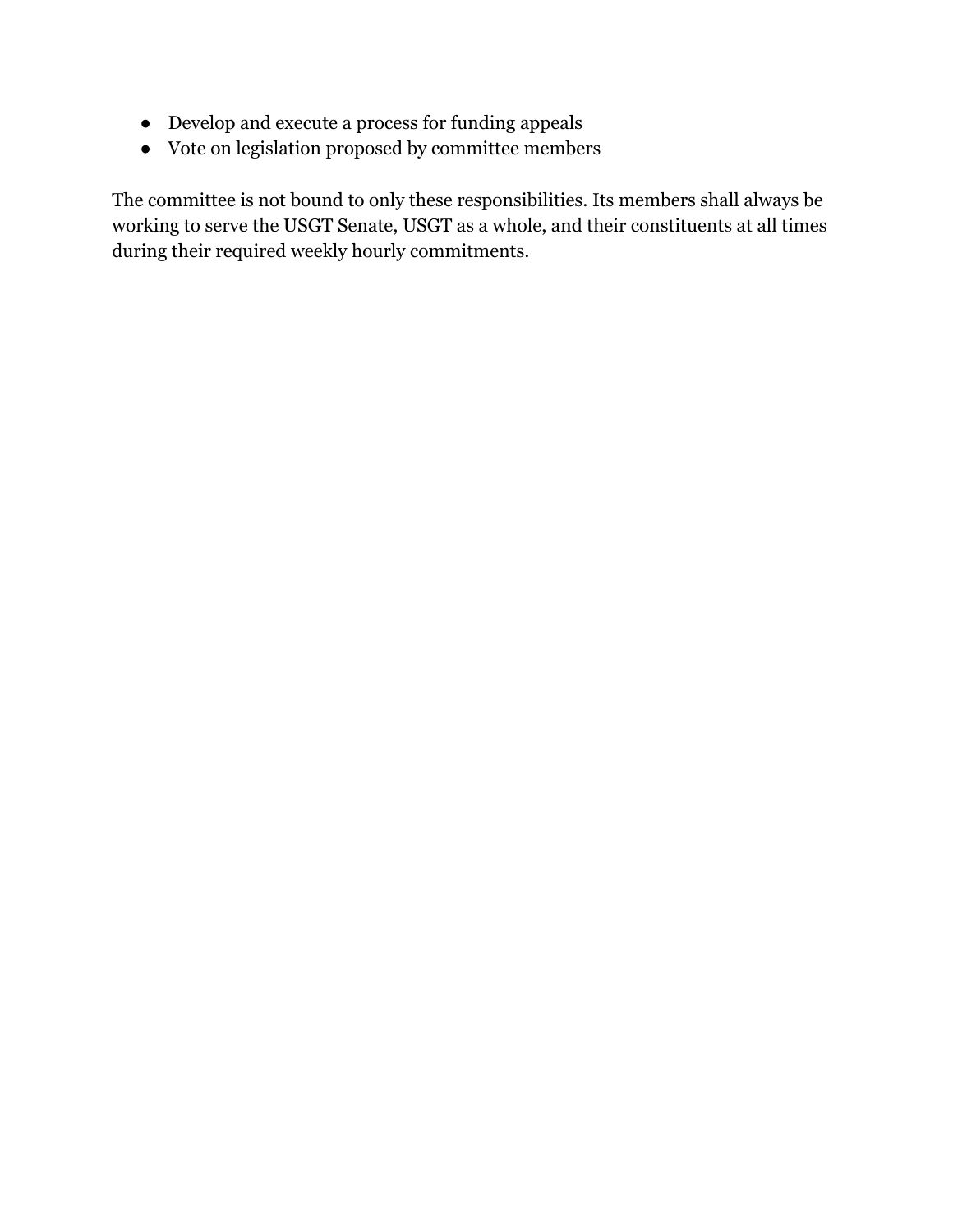- Develop and execute a process for funding appeals
- Vote on legislation proposed by committee members

The committee is not bound to only these responsibilities. Its members shall always be working to serve the USGT Senate, USGT as a whole, and their constituents at all times during their required weekly hourly commitments.